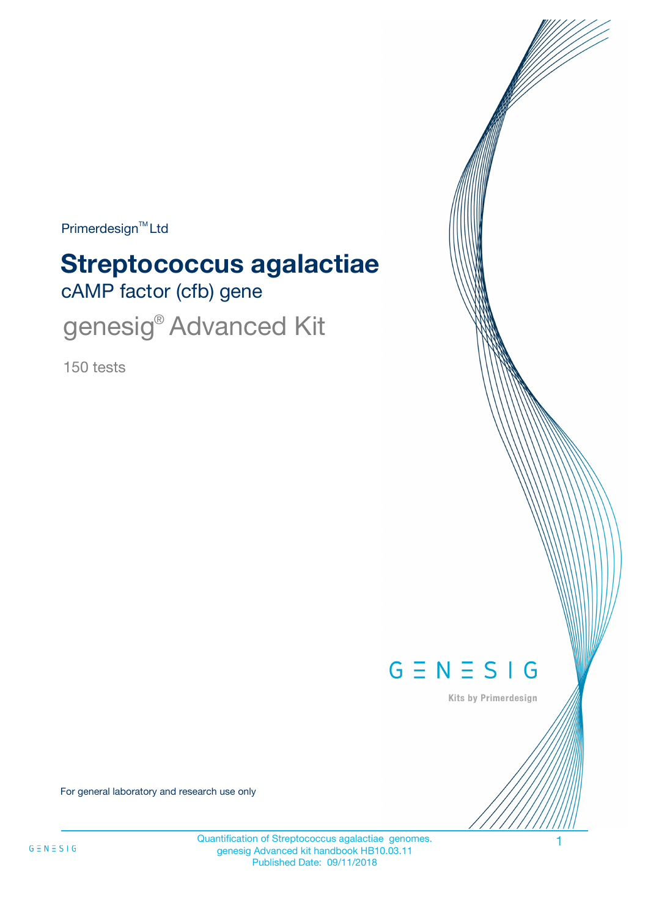Primerdesign™ Ltd

# Streptococcus agalactiae

## cAMP factor (cfb) gene

## genesig® Advanced Kit

150 tests

GENESIG

Kits by Primerdesign

For general laboratory and research use only

Quantification of Streptococcus agalactiae genomes.
genesig Advanced kit handbook HB10.03.11
Published Date: 09/11/2018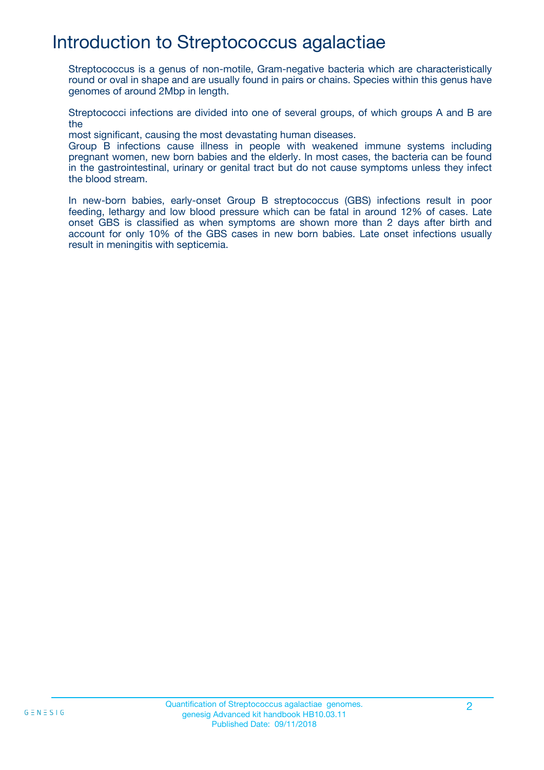# Introduction to Streptococcus agalactiae

Streptococcus is a genus of non-motile, Gram-negative bacteria which are characteristically round or oval in shape and are usually found in pairs or chains. Species within this genus have genomes of around 2Mbp in length.

Streptococci infections are divided into one of several groups, of which groups A and B are the most significant, causing the most devastating human diseases.
Group B infections cause illness in people with weakened immune systems including pregnant women, new born babies and the elderly. In most cases, the bacteria can be found in the gastrointestinal, urinary or genital tract but do not cause symptoms unless they infect the blood stream.

In new-born babies, early-onset Group B streptococcus (GBS) infections result in poor feeding, lethargy and low blood pressure which can be fatal in around 12% of cases. Late onset GBS is classified as when symptoms are shown more than 2 days after birth and account for only 10% of the GBS cases in new born babies. Late onset infections usually result in meningitis with septicemia.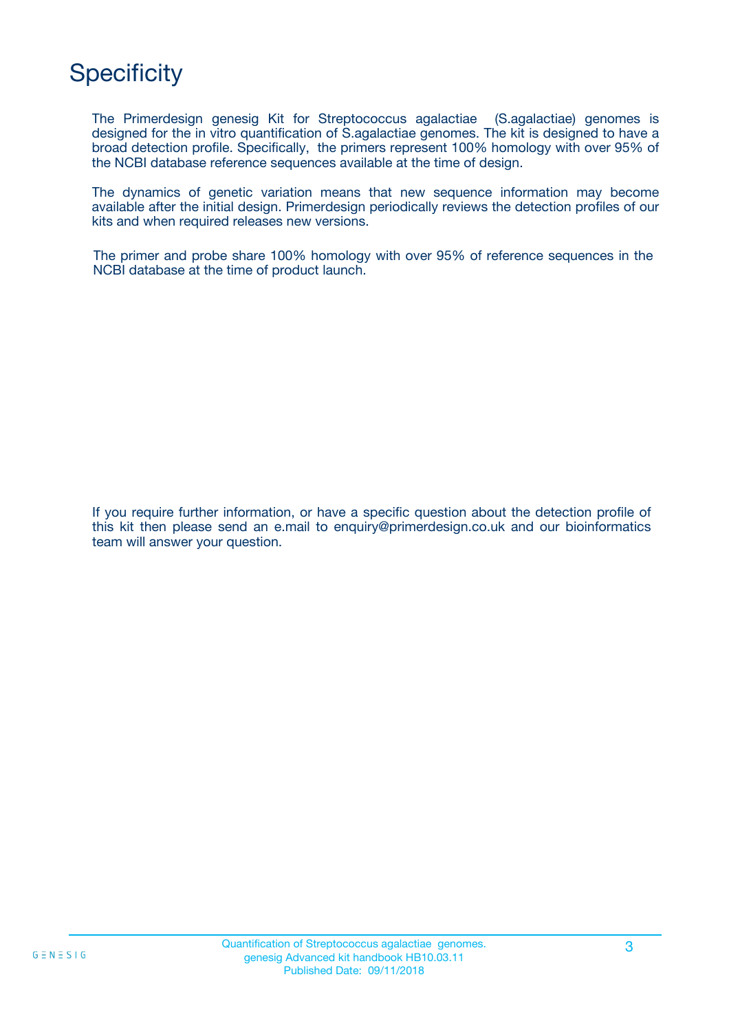# Specificity

The Primerdesign genesig Kit for Streptococcus agalactiae (S.agalactiae) genomes is designed for the in vitro quantification of S.agalactiae genomes. The kit is designed to have a broad detection profile. Specifically, the primers represent 100% homology with over 95% of the NCBI database reference sequences available at the time of design.

The dynamics of genetic variation means that new sequence information may become available after the initial design. Primerdesign periodically reviews the detection profiles of our kits and when required releases new versions.

The primer and probe share 100% homology with over 95% of reference sequences in the NCBI database at the time of product launch.

If you require further information, or have a specific question about the detection profile of this kit then please send an e.mail to enquiry@primerdesign.co.uk and our bioinformatics team will answer your question.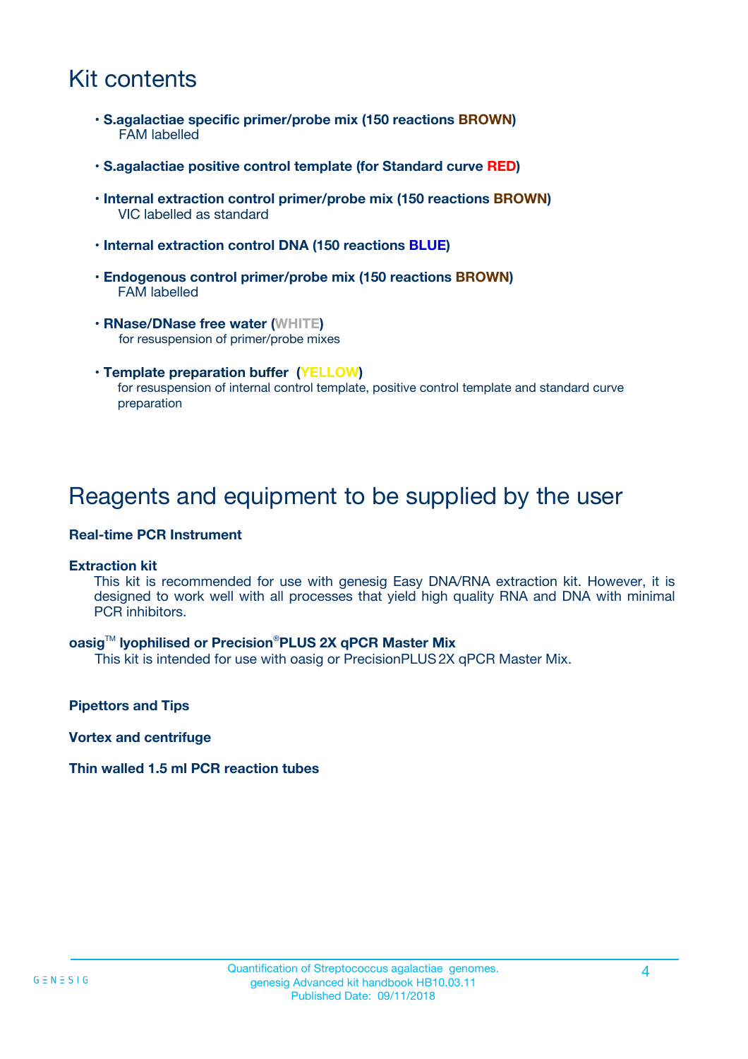# Kit contents

- **S.agalactiae specific primer/probe mix (150 reactions BROWN)**
  FAM labelled
- **S.agalactiae positive control template (for Standard curve RED)**
- **Internal extraction control primer/probe mix (150 reactions BROWN)**
  VIC labelled as standard
- **Internal extraction control DNA (150 reactions BLUE)**
- **Endogenous control primer/probe mix (150 reactions BROWN)**
  FAM labelled
- **RNase/DNase free water (WHITE)**
  for resuspension of primer/probe mixes
- **Template preparation buffer (YELLOW)**
  for resuspension of internal control template, positive control template and standard curve preparation

# Reagents and equipment to be supplied by the user

**Real-time PCR Instrument**

**Extraction kit**

This kit is recommended for use with genesig Easy DNA/RNA extraction kit. However, it is designed to work well with all processes that yield high quality RNA and DNA with minimal PCR inhibitors.

**oasig™ lyophilised or Precision®PLUS 2X qPCR Master Mix**

This kit is intended for use with oasig or PrecisionPLUS 2X qPCR Master Mix.

**Pipettors and Tips**

**Vortex and centrifuge**

**Thin walled 1.5 ml PCR reaction tubes**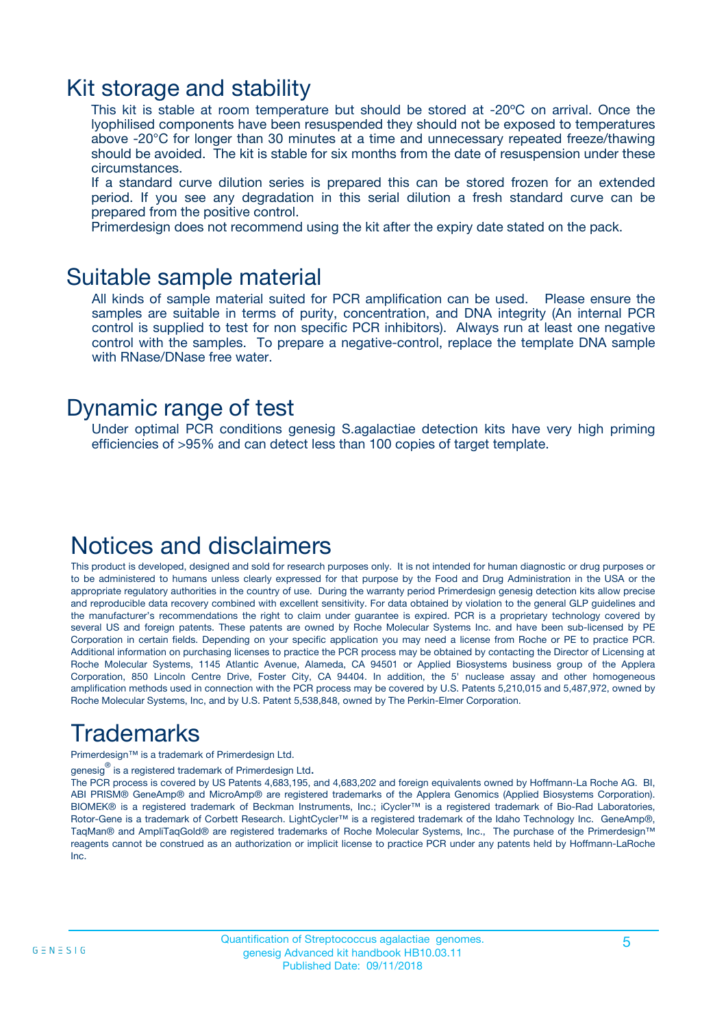# Kit storage and stability

This kit is stable at room temperature but should be stored at -20ºC on arrival. Once the lyophilised components have been resuspended they should not be exposed to temperatures above -20°C for longer than 30 minutes at a time and unnecessary repeated freeze/thawing should be avoided. The kit is stable for six months from the date of resuspension under these circumstances.

If a standard curve dilution series is prepared this can be stored frozen for an extended period. If you see any degradation in this serial dilution a fresh standard curve can be prepared from the positive control.

Primerdesign does not recommend using the kit after the expiry date stated on the pack.

# Suitable sample material

All kinds of sample material suited for PCR amplification can be used. Please ensure the samples are suitable in terms of purity, concentration, and DNA integrity (An internal PCR control is supplied to test for non specific PCR inhibitors). Always run at least one negative control with the samples. To prepare a negative-control, replace the template DNA sample with RNase/DNase free water.

# Dynamic range of test

Under optimal PCR conditions genesig S.agalactiae detection kits have very high priming efficiencies of >95% and can detect less than 100 copies of target template.

# Notices and disclaimers

This product is developed, designed and sold for research purposes only. It is not intended for human diagnostic or drug purposes or to be administered to humans unless clearly expressed for that purpose by the Food and Drug Administration in the USA or the appropriate regulatory authorities in the country of use. During the warranty period Primerdesign genesig detection kits allow precise and reproducible data recovery combined with excellent sensitivity. For data obtained by violation to the general GLP guidelines and the manufacturer's recommendations the right to claim under guarantee is expired. PCR is a proprietary technology covered by several US and foreign patents. These patents are owned by Roche Molecular Systems Inc. and have been sub-licensed by PE Corporation in certain fields. Depending on your specific application you may need a license from Roche or PE to practice PCR. Additional information on purchasing licenses to practice the PCR process may be obtained by contacting the Director of Licensing at Roche Molecular Systems, 1145 Atlantic Avenue, Alameda, CA 94501 or Applied Biosystems business group of the Applera Corporation, 850 Lincoln Centre Drive, Foster City, CA 94404. In addition, the 5' nuclease assay and other homogeneous amplification methods used in connection with the PCR process may be covered by U.S. Patents 5,210,015 and 5,487,972, owned by Roche Molecular Systems, Inc, and by U.S. Patent 5,538,848, owned by The Perkin-Elmer Corporation.

# Trademarks

Primerdesign™ is a trademark of Primerdesign Ltd.

genesig® is a registered trademark of Primerdesign Ltd.

The PCR process is covered by US Patents 4,683,195, and 4,683,202 and foreign equivalents owned by Hoffmann-La Roche AG. BI, ABI PRISM® GeneAmp® and MicroAmp® are registered trademarks of the Applera Genomics (Applied Biosystems Corporation). BIOMEK® is a registered trademark of Beckman Instruments, Inc.; iCycler™ is a registered trademark of Bio-Rad Laboratories, Rotor-Gene is a trademark of Corbett Research. LightCycler™ is a registered trademark of the Idaho Technology Inc. GeneAmp®, TaqMan® and AmpliTaqGold® are registered trademarks of Roche Molecular Systems, Inc., The purchase of the Primerdesign™ reagents cannot be construed as an authorization or implicit license to practice PCR under any patents held by Hoffmann-LaRoche Inc.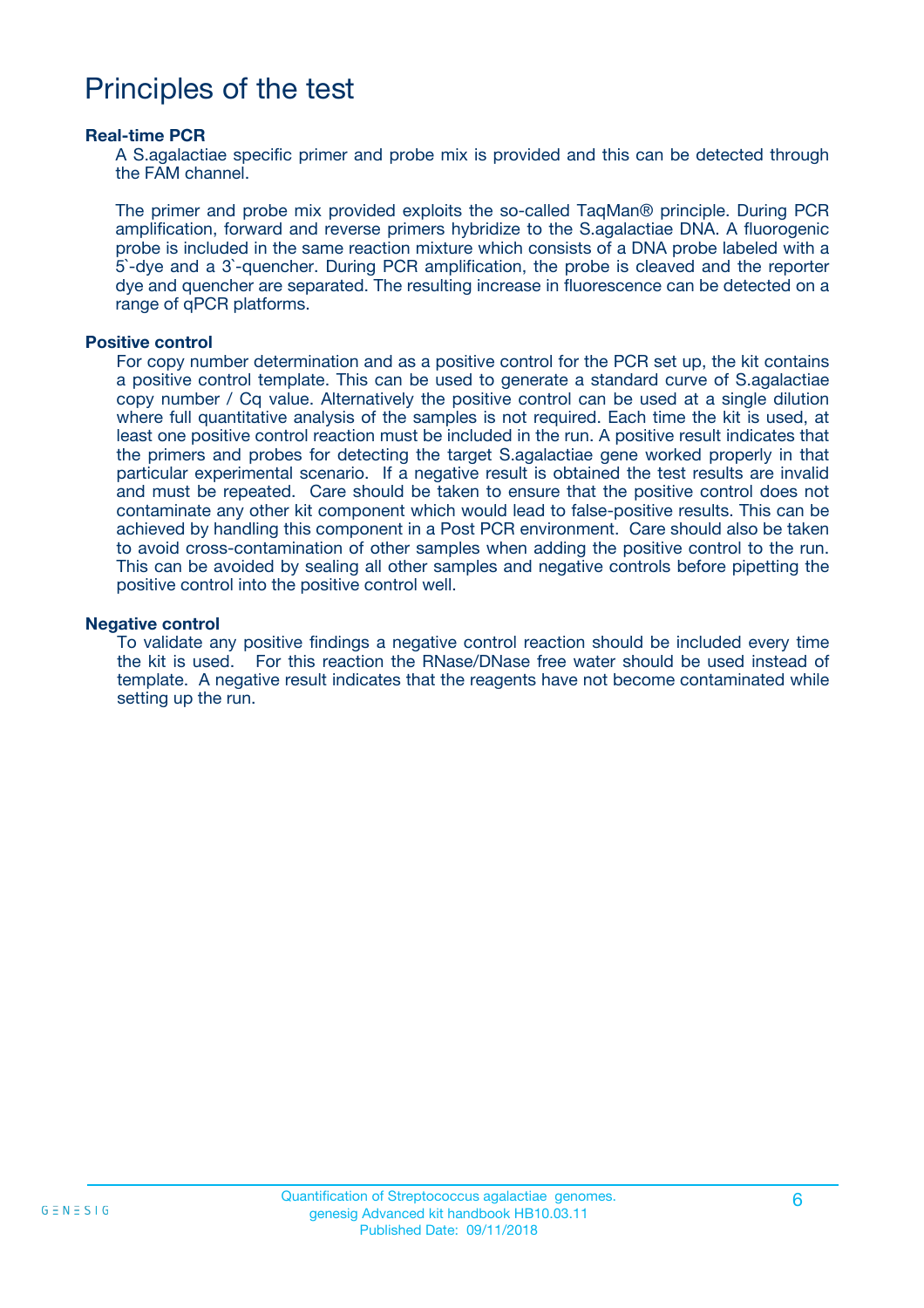# Principles of the test

### Real-time PCR

A S.agalactiae specific primer and probe mix is provided and this can be detected through the FAM channel.

The primer and probe mix provided exploits the so-called TaqMan® principle. During PCR amplification, forward and reverse primers hybridize to the S.agalactiae DNA. A fluorogenic probe is included in the same reaction mixture which consists of a DNA probe labeled with a 5`-dye and a 3`-quencher. During PCR amplification, the probe is cleaved and the reporter dye and quencher are separated. The resulting increase in fluorescence can be detected on a range of qPCR platforms.

### Positive control

For copy number determination and as a positive control for the PCR set up, the kit contains a positive control template. This can be used to generate a standard curve of S.agalactiae copy number / Cq value. Alternatively the positive control can be used at a single dilution where full quantitative analysis of the samples is not required. Each time the kit is used, at least one positive control reaction must be included in the run. A positive result indicates that the primers and probes for detecting the target S.agalactiae gene worked properly in that particular experimental scenario. If a negative result is obtained the test results are invalid and must be repeated. Care should be taken to ensure that the positive control does not contaminate any other kit component which would lead to false-positive results. This can be achieved by handling this component in a Post PCR environment. Care should also be taken to avoid cross-contamination of other samples when adding the positive control to the run. This can be avoided by sealing all other samples and negative controls before pipetting the positive control into the positive control well.

### Negative control

To validate any positive findings a negative control reaction should be included every time the kit is used. For this reaction the RNase/DNase free water should be used instead of template. A negative result indicates that the reagents have not become contaminated while setting up the run.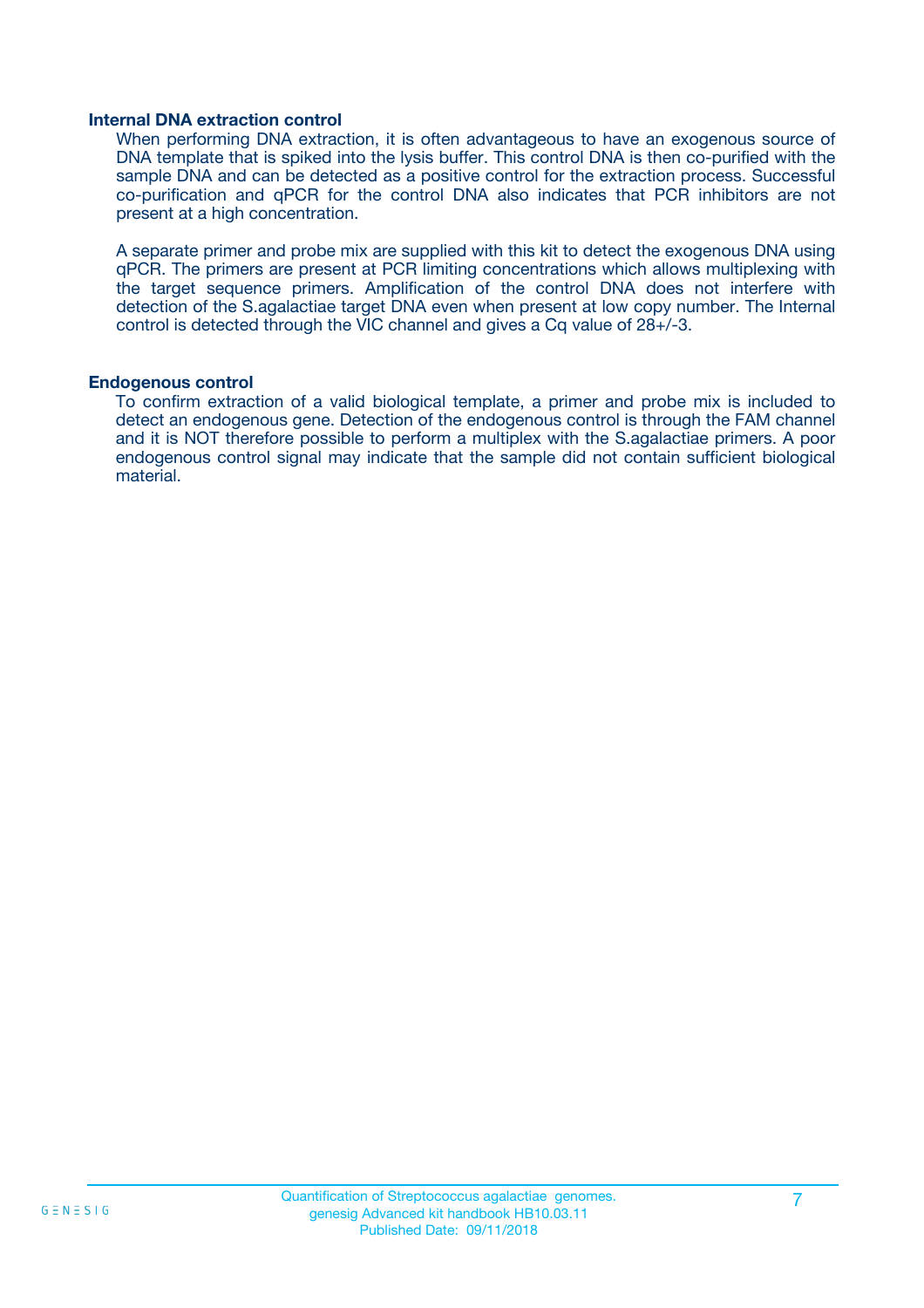### Internal DNA extraction control

When performing DNA extraction, it is often advantageous to have an exogenous source of DNA template that is spiked into the lysis buffer. This control DNA is then co-purified with the sample DNA and can be detected as a positive control for the extraction process. Successful co-purification and qPCR for the control DNA also indicates that PCR inhibitors are not present at a high concentration.

A separate primer and probe mix are supplied with this kit to detect the exogenous DNA using qPCR. The primers are present at PCR limiting concentrations which allows multiplexing with the target sequence primers. Amplification of the control DNA does not interfere with detection of the S.agalactiae target DNA even when present at low copy number. The Internal control is detected through the VIC channel and gives a Cq value of 28+/-3.

### Endogenous control

To confirm extraction of a valid biological template, a primer and probe mix is included to detect an endogenous gene. Detection of the endogenous control is through the FAM channel and it is NOT therefore possible to perform a multiplex with the S.agalactiae primers. A poor endogenous control signal may indicate that the sample did not contain sufficient biological material.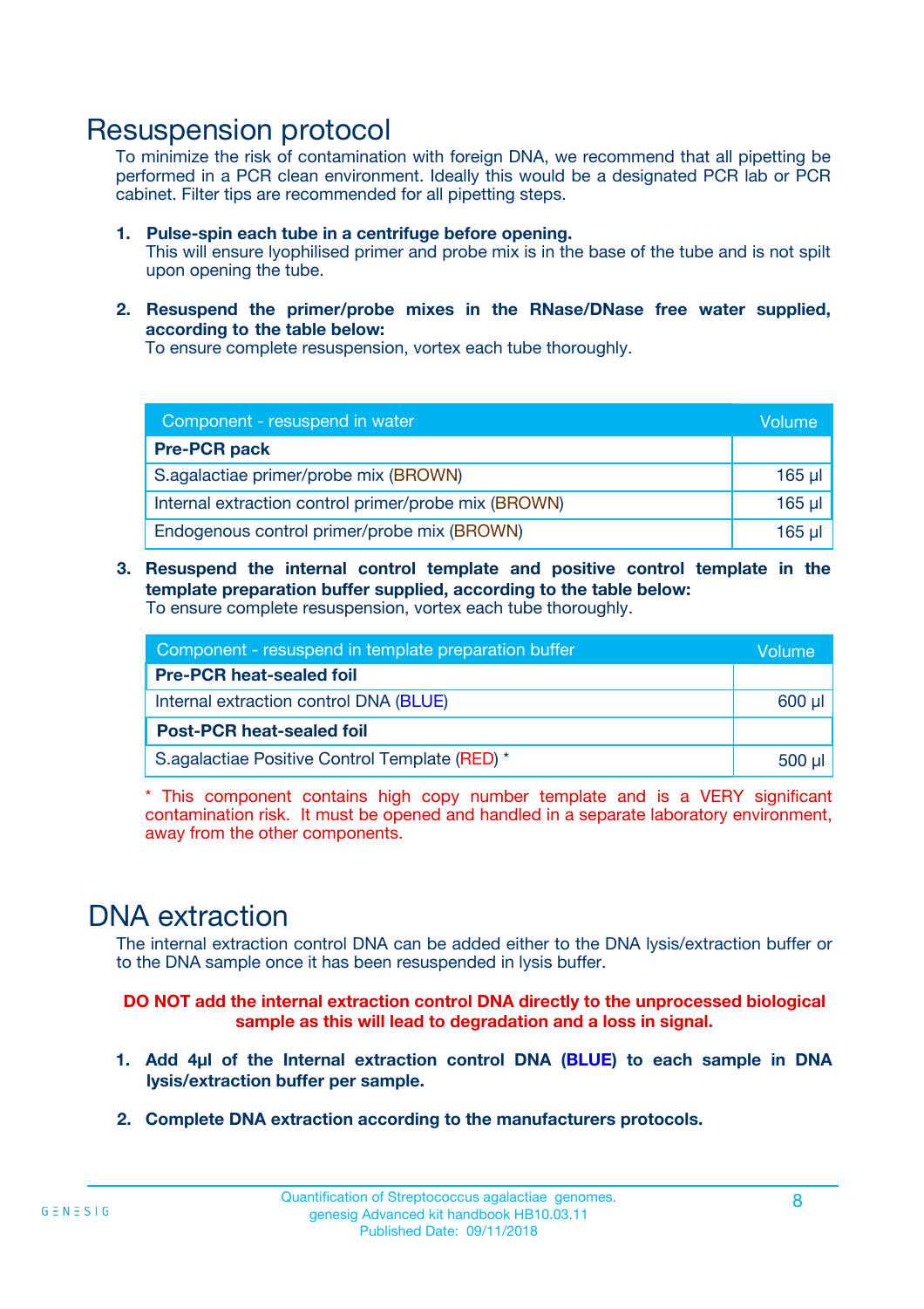# Resuspension protocol

To minimize the risk of contamination with foreign DNA, we recommend that all pipetting be performed in a PCR clean environment. Ideally this would be a designated PCR lab or PCR cabinet. Filter tips are recommended for all pipetting steps.

1. **Pulse-spin each tube in a centrifuge before opening.**
   This will ensure lyophilised primer and probe mix is in the base of the tube and is not spilt upon opening the tube.

2. **Resuspend the primer/probe mixes in the RNase/DNase free water supplied, according to the table below:**
   To ensure complete resuspension, vortex each tube thoroughly.

| Component - resuspend in water | Volume |
|---|---|
| **Pre-PCR pack** | |
| S.agalactiae primer/probe mix (BROWN) | 165 µl |
| Internal extraction control primer/probe mix (BROWN) | 165 µl |
| Endogenous control primer/probe mix (BROWN) | 165 µl |

3. **Resuspend the internal control template and positive control template in the template preparation buffer supplied, according to the table below:**
   To ensure complete resuspension, vortex each tube thoroughly.

| Component - resuspend in template preparation buffer | Volume |
|---|---|
| **Pre-PCR heat-sealed foil** | |
| Internal extraction control DNA (BLUE) | 600 µl |
| **Post-PCR heat-sealed foil** | |
| S.agalactiae Positive Control Template (RED) * | 500 µl |

* This component contains high copy number template and is a VERY significant contamination risk. It must be opened and handled in a separate laboratory environment, away from the other components.

# DNA extraction

The internal extraction control DNA can be added either to the DNA lysis/extraction buffer or to the DNA sample once it has been resuspended in lysis buffer.

**DO NOT add the internal extraction control DNA directly to the unprocessed biological sample as this will lead to degradation and a loss in signal.**

1. **Add 4µl of the Internal extraction control DNA (BLUE) to each sample in DNA lysis/extraction buffer per sample.**

2. **Complete DNA extraction according to the manufacturers protocols.**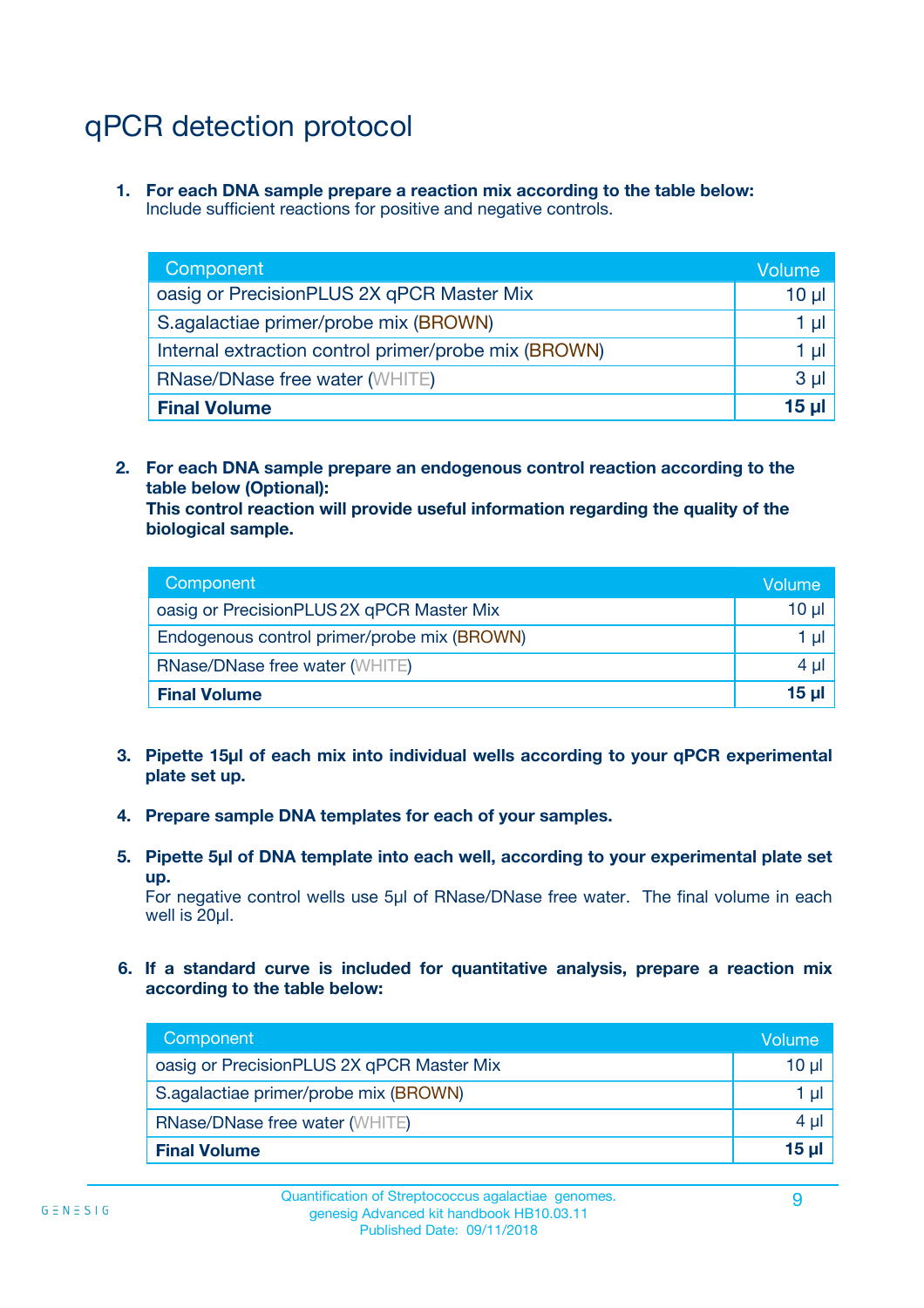# qPCR detection protocol

1. **For each DNA sample prepare a reaction mix according to the table below:**
   Include sufficient reactions for positive and negative controls.

| Component | Volume |
|---|---|
| oasig or PrecisionPLUS 2X qPCR Master Mix | 10 µl |
| S.agalactiae primer/probe mix (BROWN) | 1 µl |
| Internal extraction control primer/probe mix (BROWN) | 1 µl |
| RNase/DNase free water (WHITE) | 3 µl |
| **Final Volume** | **15 µl** |

2. **For each DNA sample prepare an endogenous control reaction according to the table below (Optional):**
   **This control reaction will provide useful information regarding the quality of the biological sample.**

| Component | Volume |
|---|---|
| oasig or PrecisionPLUS 2X qPCR Master Mix | 10 µl |
| Endogenous control primer/probe mix (BROWN) | 1 µl |
| RNase/DNase free water (WHITE) | 4 µl |
| **Final Volume** | **15 µl** |

3. **Pipette 15µl of each mix into individual wells according to your qPCR experimental plate set up.**

4. **Prepare sample DNA templates for each of your samples.**

5. **Pipette 5µl of DNA template into each well, according to your experimental plate set up.**
   For negative control wells use 5µl of RNase/DNase free water. The final volume in each well is 20µl.

6. **If a standard curve is included for quantitative analysis, prepare a reaction mix according to the table below:**

| Component | Volume |
|---|---|
| oasig or PrecisionPLUS 2X qPCR Master Mix | 10 µl |
| S.agalactiae primer/probe mix (BROWN) | 1 µl |
| RNase/DNase free water (WHITE) | 4 µl |
| **Final Volume** | **15 µl** |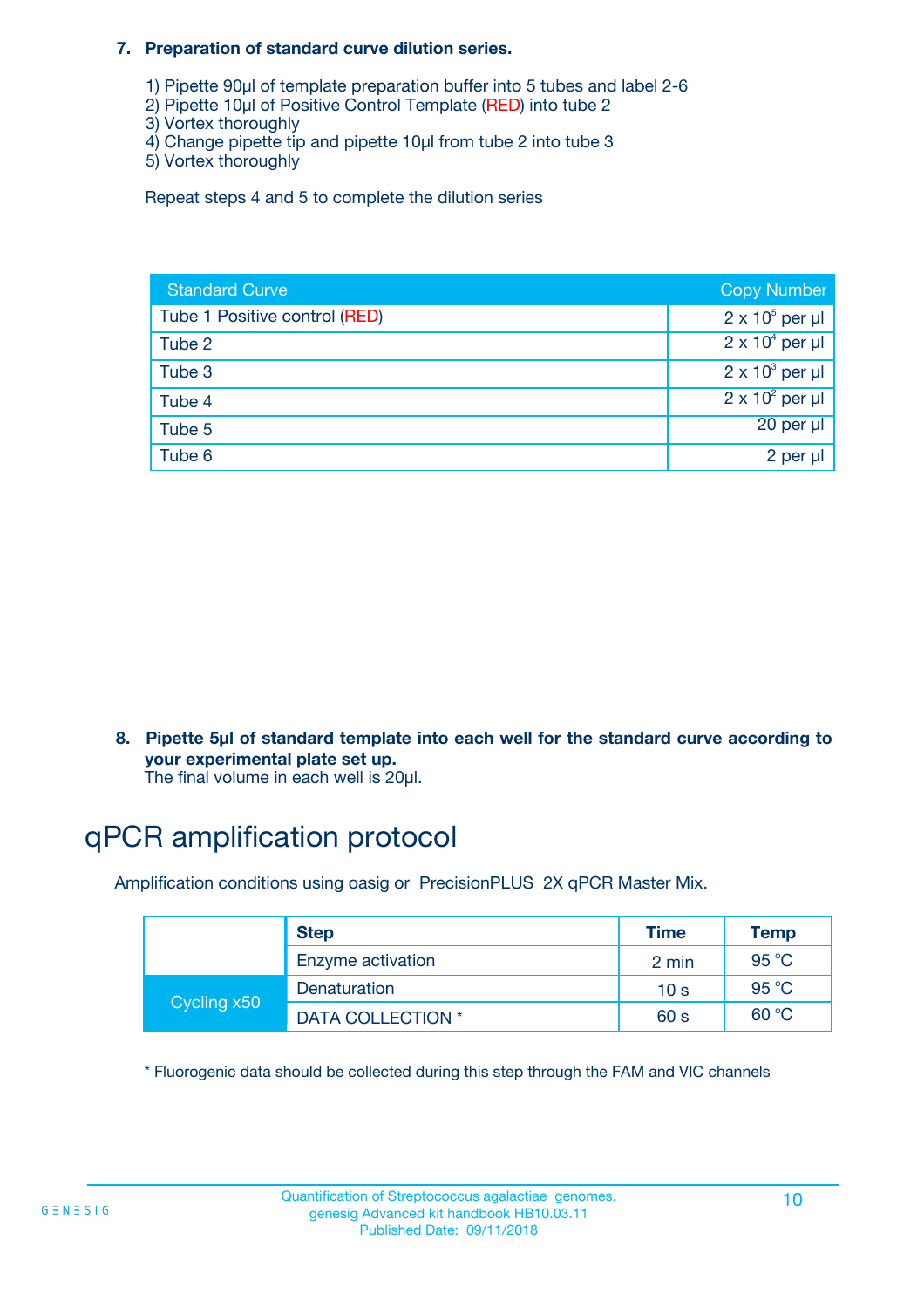**7. Preparation of standard curve dilution series.**

1) Pipette 90µl of template preparation buffer into 5 tubes and label 2-6
2) Pipette 10µl of Positive Control Template (RED) into tube 2
3) Vortex thoroughly
4) Change pipette tip and pipette 10µl from tube 2 into tube 3
5) Vortex thoroughly

Repeat steps 4 and 5 to complete the dilution series

| Standard Curve | Copy Number |
|---|---|
| Tube 1 Positive control (RED) | $2 \times 10^5$ per µl |
| Tube 2 | $2 \times 10^4$ per µl |
| Tube 3 | $2 \times 10^3$ per µl |
| Tube 4 | $2 \times 10^2$ per µl |
| Tube 5 | 20 per µl |
| Tube 6 | 2 per µl |

**8. Pipette 5µl of standard template into each well for the standard curve according to your experimental plate set up.**
The final volume in each well is 20µl.

# qPCR amplification protocol

Amplification conditions using oasig or PrecisionPLUS 2X qPCR Master Mix.

| | Step | Time | Temp |
|---|---|---|---|
| | Enzyme activation | 2 min | 95 °C |
| Cycling x50 | Denaturation | 10 s | 95 °C |
| | DATA COLLECTION * | 60 s | 60 °C |

* Fluorogenic data should be collected during this step through the FAM and VIC channels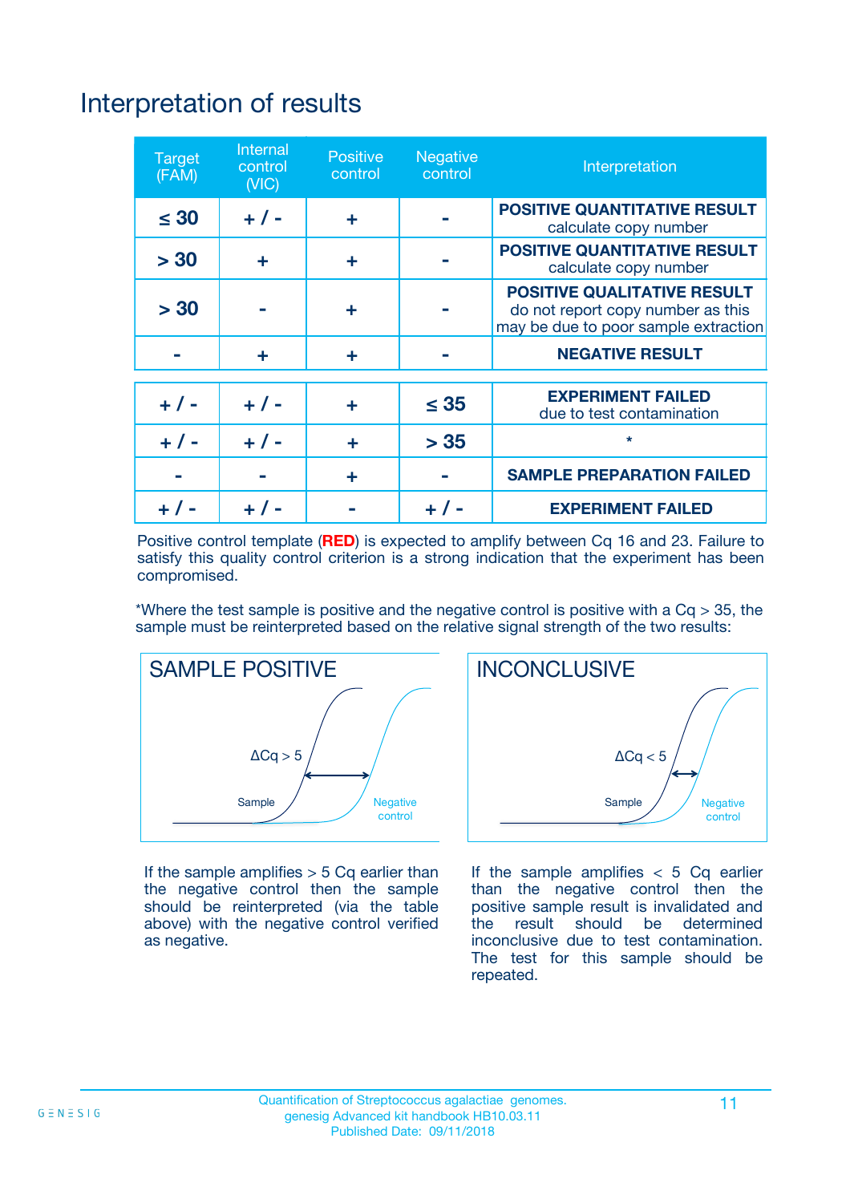# Interpretation of results

| Target (FAM) | Internal control (VIC) | Positive control | Negative control | Interpretation |
|---|---|---|---|---|
| ≤ 30 | + / - | + | - | **POSITIVE QUANTITATIVE RESULT** calculate copy number |
| > 30 | + | + | - | **POSITIVE QUANTITATIVE RESULT** calculate copy number |
| > 30 | - | + | - | **POSITIVE QUALITATIVE RESULT** do not report copy number as this may be due to poor sample extraction |
| - | + | + | - | **NEGATIVE RESULT** |
| + / - | + / - | + | ≤ 35 | **EXPERIMENT FAILED** due to test contamination |
| + / - | + / - | + | > 35 | * |
| - | - | + | - | **SAMPLE PREPARATION FAILED** |
| + / - | + / - | - | + / - | **EXPERIMENT FAILED** |

Positive control template (**RED**) is expected to amplify between Cq 16 and 23. Failure to satisfy this quality control criterion is a strong indication that the experiment has been compromised.

*Where the test sample is positive and the negative control is positive with a Cq > 35, the sample must be reinterpreted based on the relative signal strength of the two results:

## SAMPLE POSITIVE

ΔCq > 5

Sample

Negative control

If the sample amplifies > 5 Cq earlier than the negative control then the sample should be reinterpreted (via the table above) with the negative control verified as negative.

## INCONCLUSIVE

ΔCq < 5

Sample

Negative control

If the sample amplifies < 5 Cq earlier than the negative control then the positive sample result is invalidated and the result should be determined inconclusive due to test contamination. The test for this sample should be repeated.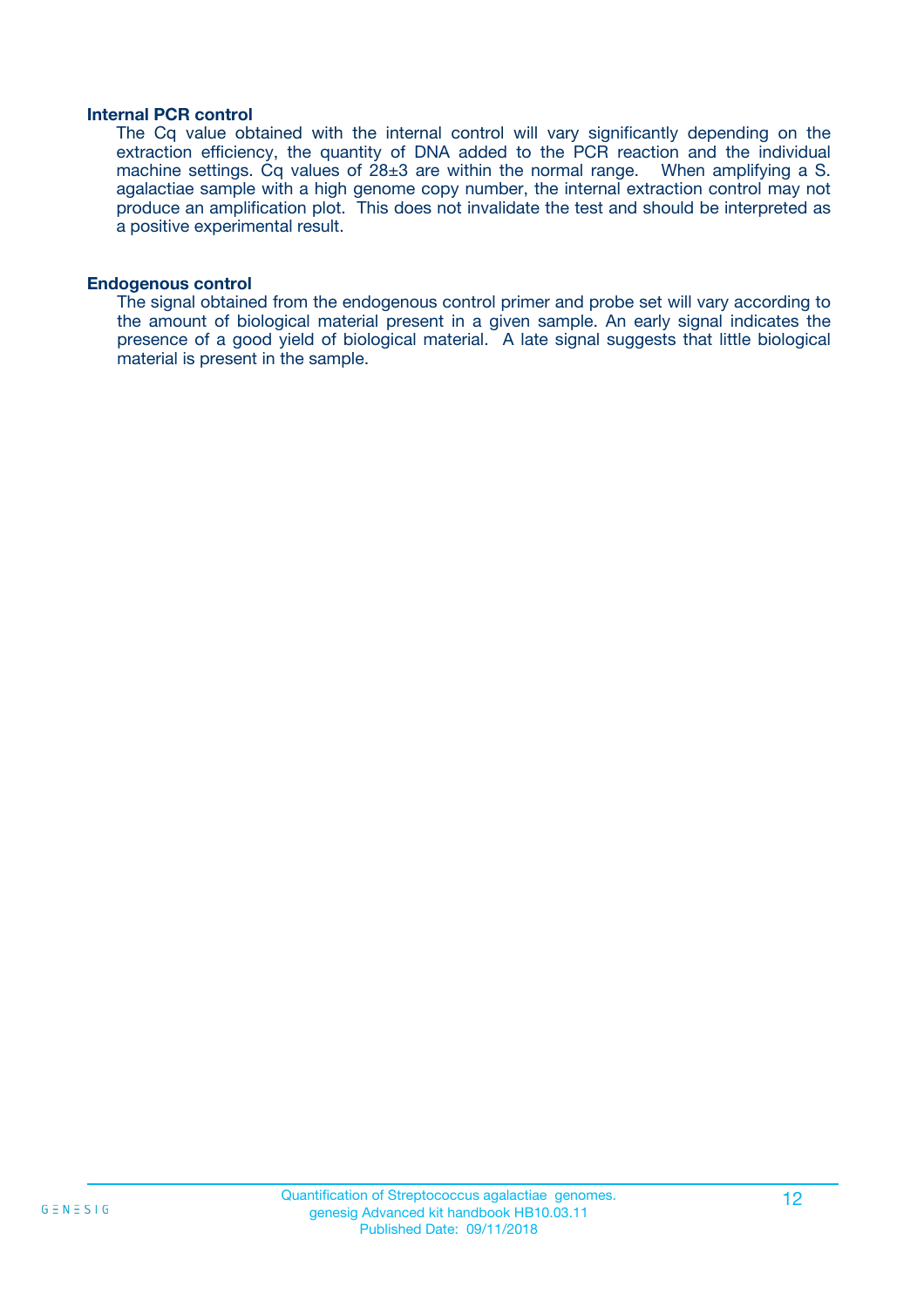### Internal PCR control

The Cq value obtained with the internal control will vary significantly depending on the extraction efficiency, the quantity of DNA added to the PCR reaction and the individual machine settings. Cq values of $28 \pm 3$ are within the normal range. When amplifying a S. agalactiae sample with a high genome copy number, the internal extraction control may not produce an amplification plot. This does not invalidate the test and should be interpreted as a positive experimental result.

### Endogenous control

The signal obtained from the endogenous control primer and probe set will vary according to the amount of biological material present in a given sample. An early signal indicates the presence of a good yield of biological material. A late signal suggests that little biological material is present in the sample.